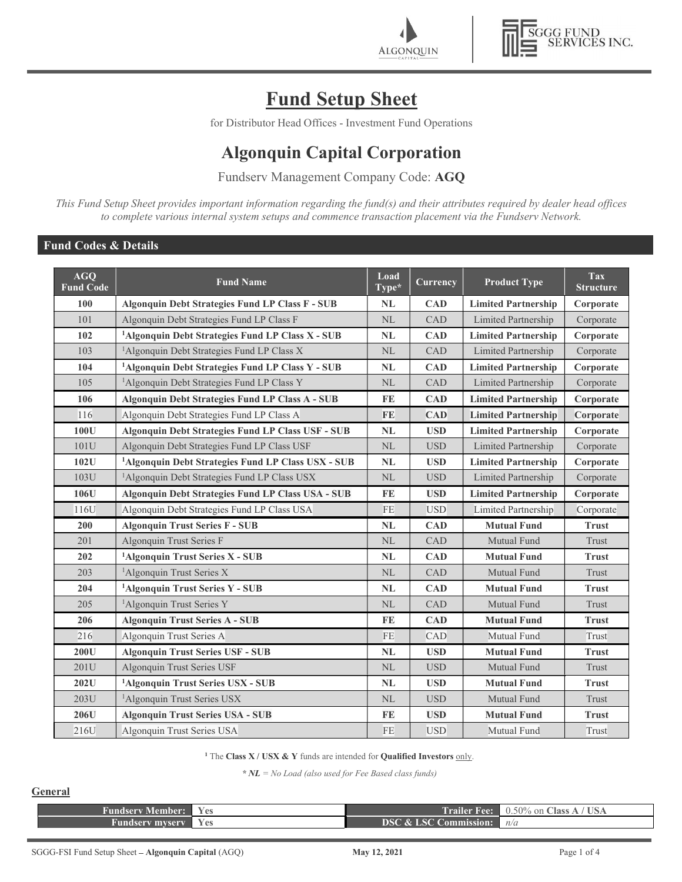# Fund Setup Sheet

for Distributor Head Offices - Investment Fund Operations

## Algonquin Capital Corporation

Fundserv Management Company Code: **AGQ**

*This Fund Setup Sheet provides important information regarding the fund(s) and their attributes required by dealer head offices to complete various internal system setups and commence transaction placement via the Fundserv Network.*

### Fund Codes & Details

| AGQ Fund Code | Fund Name | Load Type* | Currency | Product Type | Tax Structure |
|---|---|---|---|---|---|
| **100** | **Algonquin Debt Strategies Fund LP Class F - SUB** | **NL** | **CAD** | **Limited Partnership** | **Corporate** |
| 101 | Algonquin Debt Strategies Fund LP Class F | NL | CAD | Limited Partnership | Corporate |
| **102** | **[1]Algonquin Debt Strategies Fund LP Class X - SUB** | **NL** | **CAD** | **Limited Partnership** | **Corporate** |
| 103 | [1]Algonquin Debt Strategies Fund LP Class X | NL | CAD | Limited Partnership | Corporate |
| **104** | **[1]Algonquin Debt Strategies Fund LP Class Y - SUB** | **NL** | **CAD** | **Limited Partnership** | **Corporate** |
| 105 | [1]Algonquin Debt Strategies Fund LP Class Y | NL | CAD | Limited Partnership | Corporate |
| **106** | **Algonquin Debt Strategies Fund LP Class A - SUB** | **FE** | **CAD** | **Limited Partnership** | **Corporate** |
| 116 | Algonquin Debt Strategies Fund LP Class A | **FE** | **CAD** | **Limited Partnership** | **Corporate** |
| **100U** | **Algonquin Debt Strategies Fund LP Class USF - SUB** | **NL** | **USD** | **Limited Partnership** | **Corporate** |
| 101U | Algonquin Debt Strategies Fund LP Class USF | NL | USD | Limited Partnership | Corporate |
| **102U** | **[1]Algonquin Debt Strategies Fund LP Class USX - SUB** | **NL** | **USD** | **Limited Partnership** | **Corporate** |
| 103U | [1]Algonquin Debt Strategies Fund LP Class USX | NL | USD | Limited Partnership | Corporate |
| **106U** | **Algonquin Debt Strategies Fund LP Class USA - SUB** | **FE** | **USD** | **Limited Partnership** | **Corporate** |
| 116U | Algonquin Debt Strategies Fund LP Class USA | FE | USD | Limited Partnership | Corporate |
| **200** | **Algonquin Trust Series F - SUB** | **NL** | **CAD** | **Mutual Fund** | **Trust** |
| 201 | Algonquin Trust Series F | NL | CAD | Mutual Fund | Trust |
| **202** | **[1]Algonquin Trust Series X - SUB** | **NL** | **CAD** | **Mutual Fund** | **Trust** |
| 203 | [1]Algonquin Trust Series X | NL | CAD | Mutual Fund | Trust |
| **204** | **[1]Algonquin Trust Series Y - SUB** | **NL** | **CAD** | **Mutual Fund** | **Trust** |
| 205 | [1]Algonquin Trust Series Y | NL | CAD | Mutual Fund | Trust |
| **206** | **Algonquin Trust Series A - SUB** | **FE** | **CAD** | **Mutual Fund** | **Trust** |
| 216 | Algonquin Trust Series A | FE | CAD | Mutual Fund | Trust |
| **200U** | **Algonquin Trust Series USF - SUB** | **NL** | **USD** | **Mutual Fund** | **Trust** |
| 201U | Algonquin Trust Series USF | NL | USD | Mutual Fund | Trust |
| **202U** | **[1]Algonquin Trust Series USX - SUB** | **NL** | **USD** | **Mutual Fund** | **Trust** |
| 203U | [1]Algonquin Trust Series USX | NL | USD | Mutual Fund | Trust |
| **206U** | **Algonquin Trust Series USA - SUB** | **FE** | **USD** | **Mutual Fund** | **Trust** |
| 216U | Algonquin Trust Series USA | FE | USD | Mutual Fund | Trust |

[1] The **Class X / USX & Y** funds are intended for **Qualified Investors** only.

***NL** = No Load (also used for Fee Based class funds)*

### General

| | | | |
|---|---|---|---|
| **Fundserv Member:** | Yes | **Trailer Fee:** | 0.50% on **Class A / USA** |
| **Fundserv myserv** | Yes | **DSC & LSC Commission:** | *n/a* |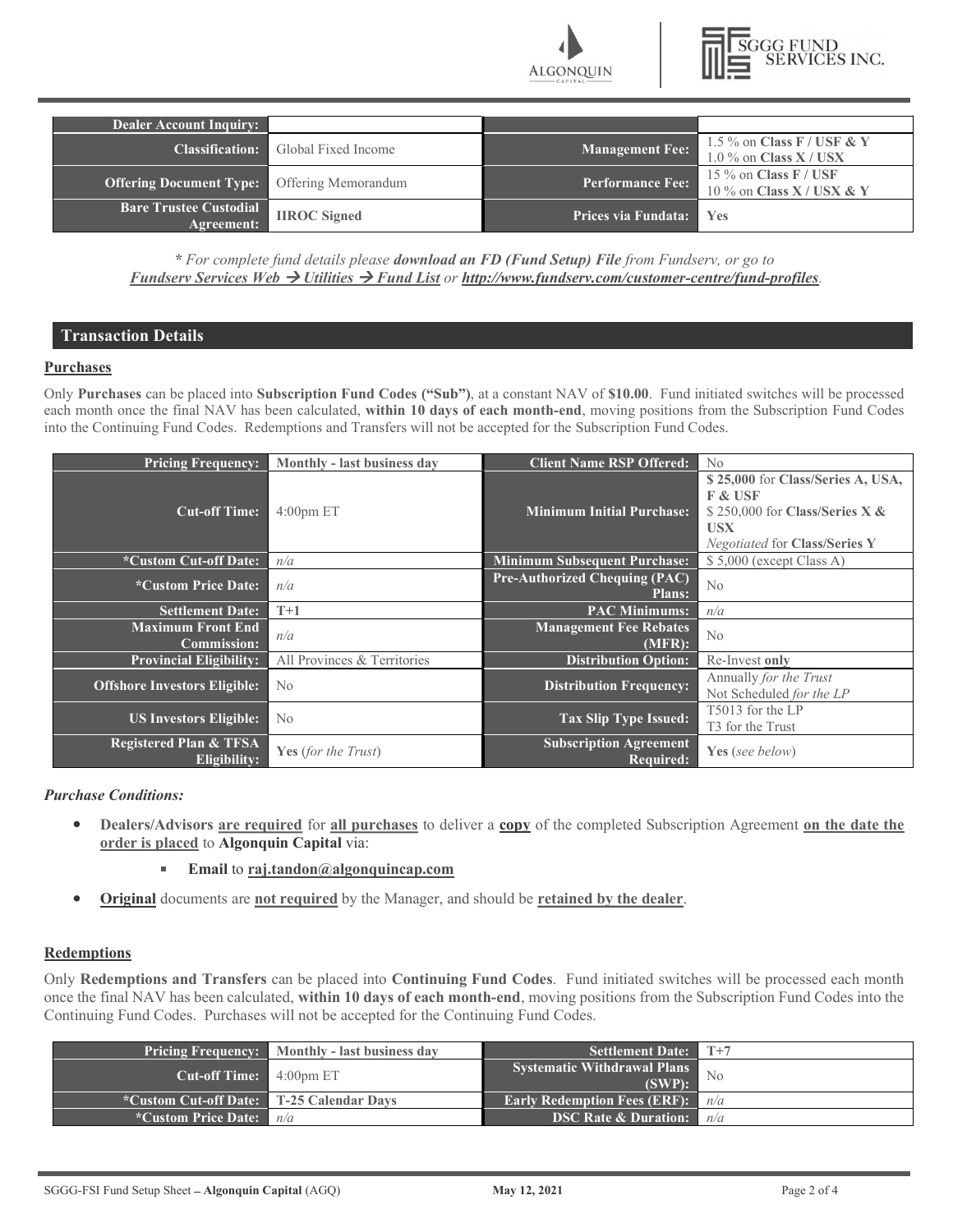| Dealer Account Inquiry: | | | |
|---|---|---|---|
| **Classification:** | Global Fixed Income | **Management Fee:** | 1.5 % on **Class F / USF & Y**<br>1.0 % on **Class X / USX** |
| **Offering Document Type:** | Offering Memorandum | **Performance Fee:** | 15 % on **Class F / USF**<br>10 % on **Class X / USX & Y** |
| **Bare Trustee Custodial Agreement:** | **IIROC Signed** | **Prices via Fundata:** | **Yes** |

*\* For complete fund details please **download an FD (Fund Setup) File** from Fundserv, or go to **Fundserv Services Web → Utilities → Fund List** or **http://www.fundserv.com/customer-centre/fund-profiles**.*

## Transaction Details

### Purchases

Only **Purchases** can be placed into **Subscription Fund Codes ("Sub")**, at a constant NAV of **$10.00**. Fund initiated switches will be processed each month once the final NAV has been calculated, **within 10 days of each month-end**, moving positions from the Subscription Fund Codes into the Continuing Fund Codes. Redemptions and Transfers will not be accepted for the Subscription Fund Codes.

| Pricing Frequency: | Monthly - last business day | Client Name RSP Offered: | No |
|---|---|---|---|
| **Cut-off Time:** | 4:00pm ET | **Minimum Initial Purchase:** | **$ 25,000** for **Class/Series A, USA, F & USF**<br>$ 250,000 for **Class/Series X & USX**<br>*Negotiated* for **Class/Series Y** |
| **\*Custom Cut-off Date:** | *n/a* | **Minimum Subsequent Purchase:** | $ 5,000 (except Class A) |
| **\*Custom Price Date:** | *n/a* | **Pre-Authorized Chequing (PAC) Plans:** | No |
| **Settlement Date:** | **T+1** | **PAC Minimums:** | *n/a* |
| **Maximum Front End Commission:** | *n/a* | **Management Fee Rebates (MFR):** | No |
| **Provincial Eligibility:** | All Provinces & Territories | **Distribution Option:** | Re-Invest **only** |
| **Offshore Investors Eligible:** | No | **Distribution Frequency:** | Annually *for the Trust*<br>Not Scheduled *for the LP* |
| **US Investors Eligible:** | No | **Tax Slip Type Issued:** | T5013 for the LP<br>T3 for the Trust |
| **Registered Plan & TFSA Eligibility:** | **Yes** (*for the Trust*) | **Subscription Agreement Required:** | **Yes** (*see below*) |

***Purchase Conditions:***

- **Dealers/Advisors are required** for **all purchases** to deliver a **copy** of the completed Subscription Agreement **on the date the order is placed** to **Algonquin Capital** via:
  - **Email** to **raj.tandon@algonquincap.com**
- **Original** documents are **not required** by the Manager, and should be **retained by the dealer**.

### Redemptions

Only **Redemptions and Transfers** can be placed into **Continuing Fund Codes**. Fund initiated switches will be processed each month once the final NAV has been calculated, **within 10 days of each month-end**, moving positions from the Subscription Fund Codes into the Continuing Fund Codes. Purchases will not be accepted for the Continuing Fund Codes.

| Pricing Frequency: | Monthly - last business day | Settlement Date: | T+7 |
|---|---|---|---|
| **Cut-off Time:** | 4:00pm ET | **Systematic Withdrawal Plans (SWP):** | No |
| **\*Custom Cut-off Date:** | **T-25 Calendar Days** | **Early Redemption Fees (ERF):** | *n/a* |
| **\*Custom Price Date:** | *n/a* | **DSC Rate & Duration:** | *n/a* |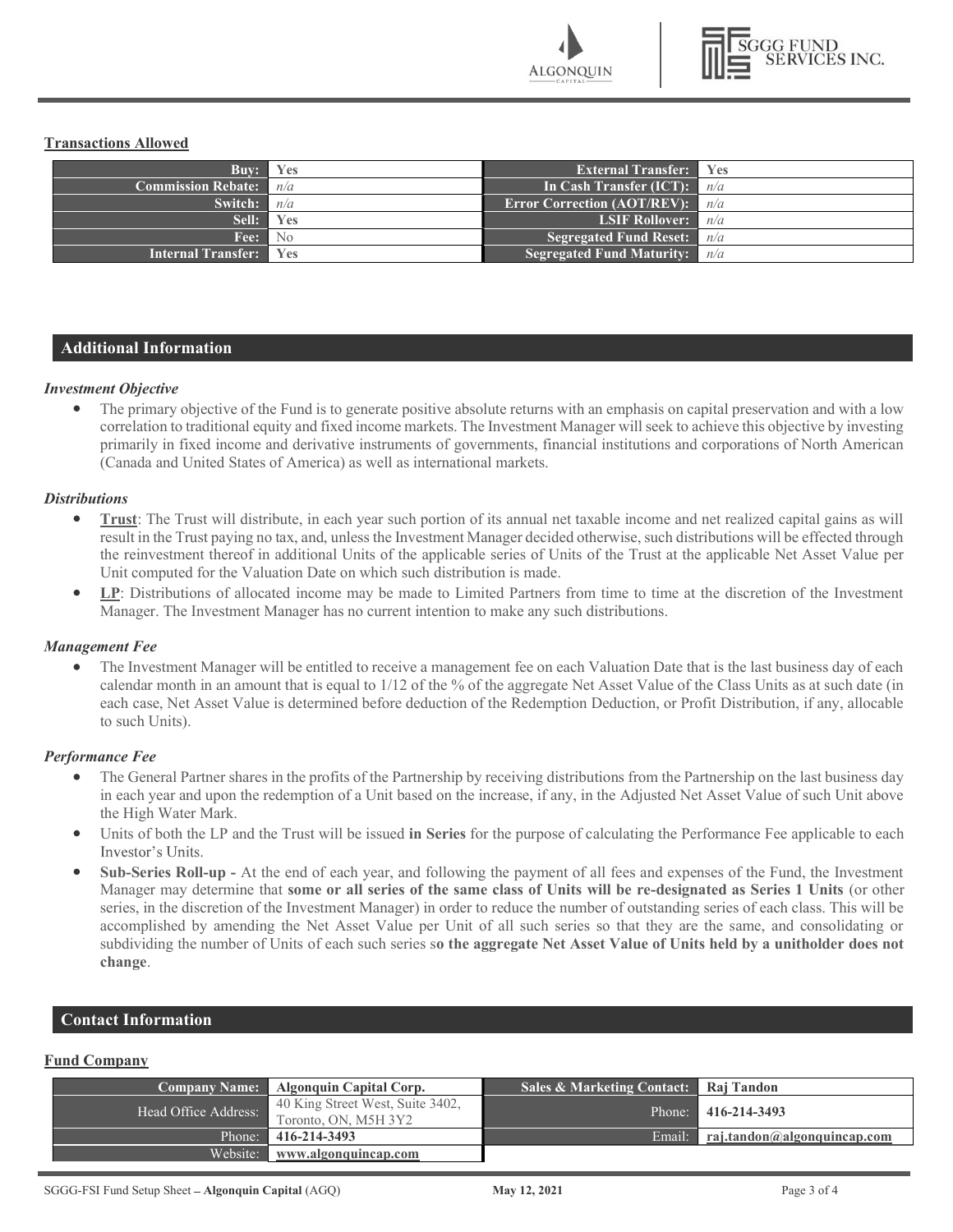### Transactions Allowed

| | | | |
|---|---|---|---|
| **Buy:** | **Yes** | **External Transfer:** | **Yes** |
| **Commission Rebate:** | *n/a* | **In Cash Transfer (ICT):** | *n/a* |
| **Switch:** | *n/a* | **Error Correction (AOT/REV):** | *n/a* |
| **Sell:** | **Yes** | **LSIF Rollover:** | *n/a* |
| **Fee:** | No | **Segregated Fund Reset:** | *n/a* |
| **Internal Transfer:** | **Yes** | **Segregated Fund Maturity:** | *n/a* |

## Additional Information

***Investment Objective***

- The primary objective of the Fund is to generate positive absolute returns with an emphasis on capital preservation and with a low correlation to traditional equity and fixed income markets. The Investment Manager will seek to achieve this objective by investing primarily in fixed income and derivative instruments of governments, financial institutions and corporations of North American (Canada and United States of America) as well as international markets.

***Distributions***

- **Trust**: The Trust will distribute, in each year such portion of its annual net taxable income and net realized capital gains as will result in the Trust paying no tax, and, unless the Investment Manager decided otherwise, such distributions will be effected through the reinvestment thereof in additional Units of the applicable series of Units of the Trust at the applicable Net Asset Value per Unit computed for the Valuation Date on which such distribution is made.
- **LP**: Distributions of allocated income may be made to Limited Partners from time to time at the discretion of the Investment Manager. The Investment Manager has no current intention to make any such distributions.

***Management Fee***

- The Investment Manager will be entitled to receive a management fee on each Valuation Date that is the last business day of each calendar month in an amount that is equal to 1/12 of the % of the aggregate Net Asset Value of the Class Units as at such date (in each case, Net Asset Value is determined before deduction of the Redemption Deduction, or Profit Distribution, if any, allocable to such Units).

***Performance Fee***

- The General Partner shares in the profits of the Partnership by receiving distributions from the Partnership on the last business day in each year and upon the redemption of a Unit based on the increase, if any, in the Adjusted Net Asset Value of such Unit above the High Water Mark.
- Units of both the LP and the Trust will be issued **in Series** for the purpose of calculating the Performance Fee applicable to each Investor's Units.
- **Sub-Series Roll-up -** At the end of each year, and following the payment of all fees and expenses of the Fund, the Investment Manager may determine that **some or all series of the same class of Units will be re-designated as Series 1 Units** (or other series, in the discretion of the Investment Manager) in order to reduce the number of outstanding series of each class. This will be accomplished by amending the Net Asset Value per Unit of all such series so that they are the same, and consolidating or subdividing the number of Units of each such series s**o the aggregate Net Asset Value of Units held by a unitholder does not change**.

## Contact Information

### Fund Company

| | | | |
|---|---|---|---|
| **Company Name:** | **Algonquin Capital Corp.** | **Sales & Marketing Contact:** | **Raj Tandon** |
| Head Office Address: | 40 King Street West, Suite 3402, Toronto, ON, M5H 3Y2 | Phone: | **416-214-3493** |
| Phone: | **416-214-3493** | Email: | **raj.tandon@algonquincap.com** |
| Website: | **www.algonquincap.com** | | |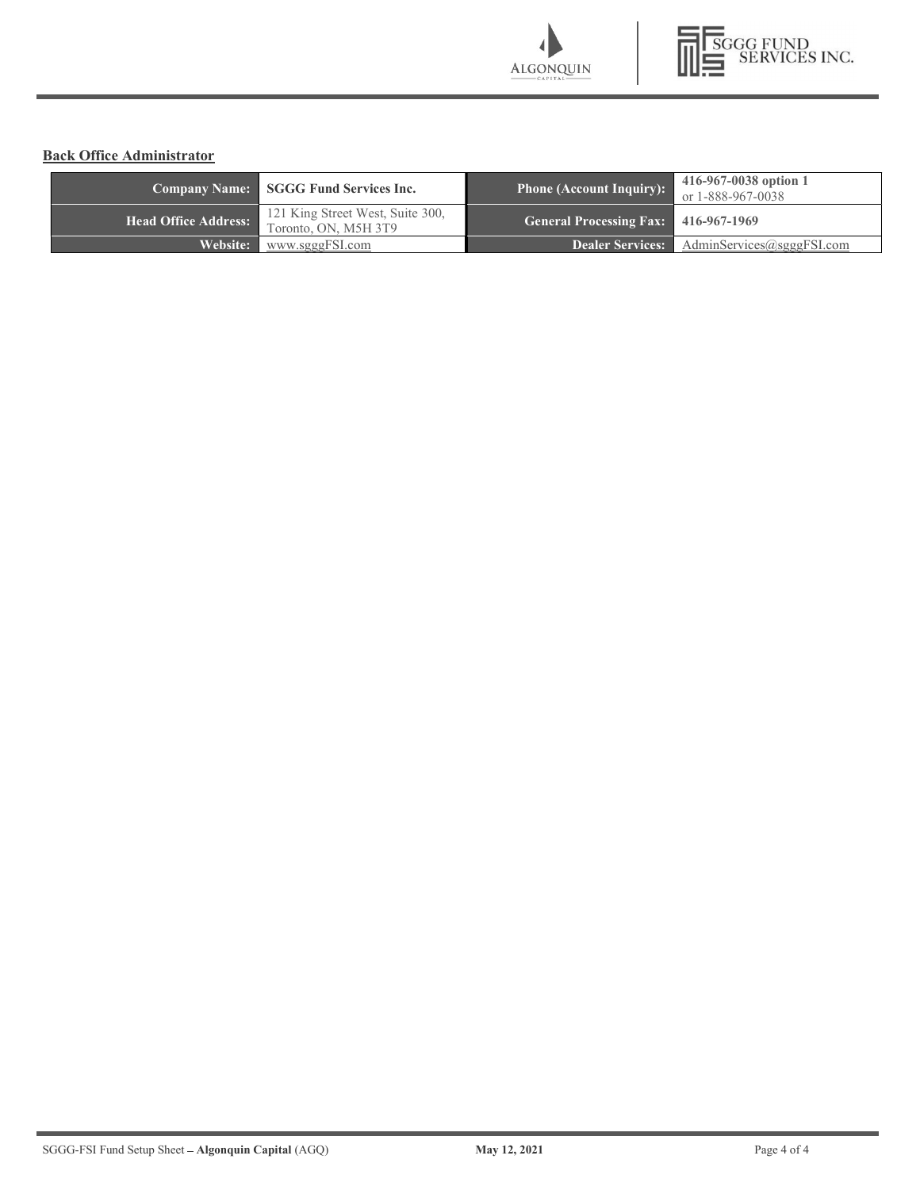## Back Office Administrator

| | | | |
|---|---|---|---|
| **Company Name:** | **SGGG Fund Services Inc.** | **Phone (Account Inquiry):** | **416-967-0038 option 1** or 1-888-967-0038 |
| **Head Office Address:** | 121 King Street West, Suite 300, Toronto, ON, M5H 3T9 | **General Processing Fax:** | **416-967-1969** |
| **Website:** | www.sgggFSI.com | **Dealer Services:** | AdminServices@sgggFSI.com |